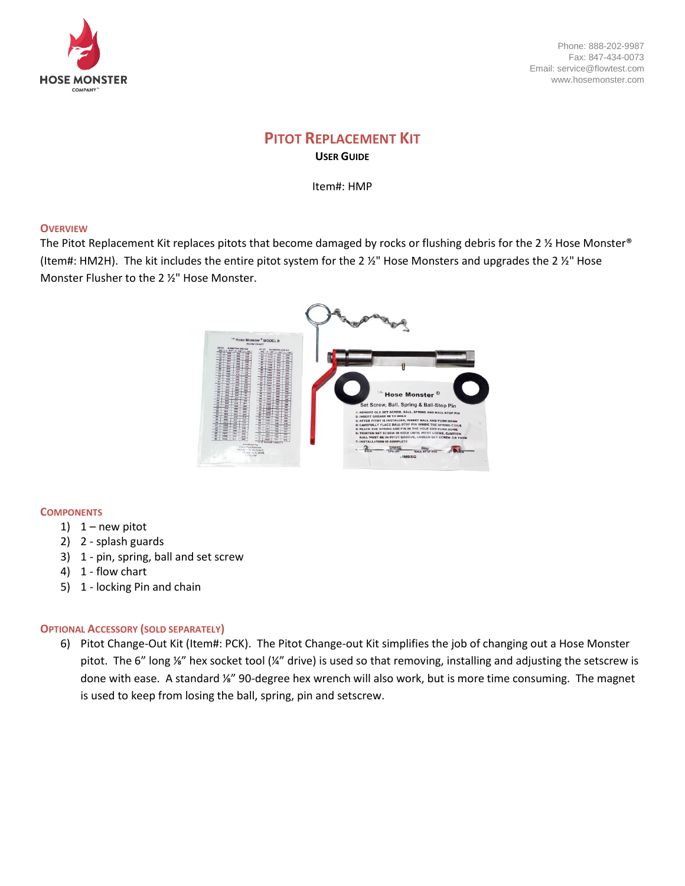Phone: 888-202-9987
Fax: 847-434-0073
Email: service@flowtest.com
www.hosemonster.com

# PITOT REPLACEMENT KIT

**USER GUIDE**

Item#: HMP

## OVERVIEW

The Pitot Replacement Kit replaces pitots that become damaged by rocks or flushing debris for the 2 ½ Hose Monster® (Item#: HM2H). The kit includes the entire pitot system for the 2 ½" Hose Monsters and upgrades the 2 ½" Hose Monster Flusher to the 2 ½" Hose Monster.

## COMPONENTS

1) 1 – new pitot
2) 2 - splash guards
3) 1 - pin, spring, ball and set screw
4) 1 - flow chart
5) 1 - locking Pin and chain

## OPTIONAL ACCESSORY (SOLD SEPARATELY)

6) Pitot Change-Out Kit (Item#: PCK). The Pitot Change-out Kit simplifies the job of changing out a Hose Monster pitot. The 6" long ⅛" hex socket tool (¼" drive) is used so that removing, installing and adjusting the setscrew is done with ease. A standard ⅛" 90-degree hex wrench will also work, but is more time consuming. The magnet is used to keep from losing the ball, spring, pin and setscrew.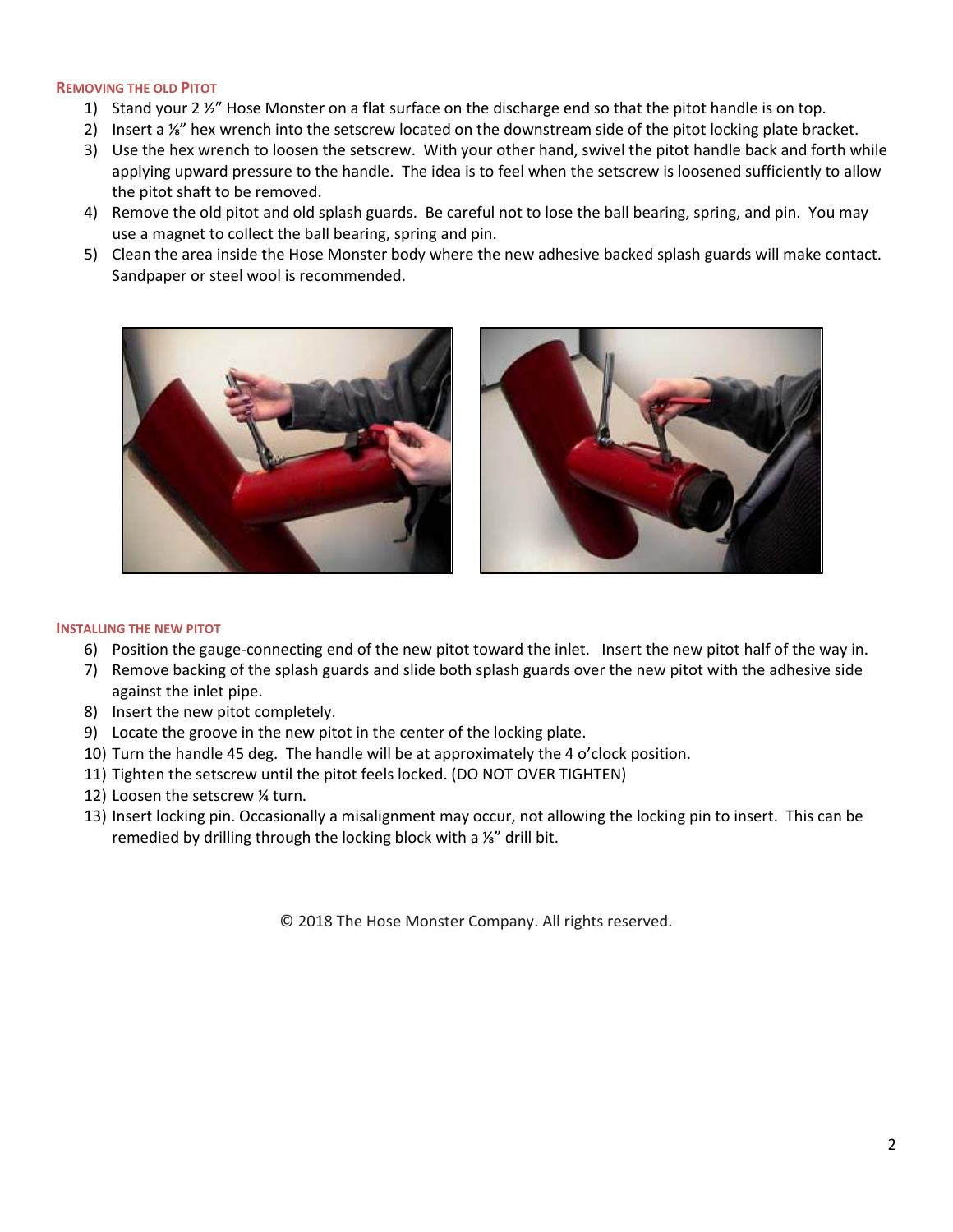## Removing the Old Pitot

1) Stand your 2 ½" Hose Monster on a flat surface on the discharge end so that the pitot handle is on top.
2) Insert a ⅛" hex wrench into the setscrew located on the downstream side of the pitot locking plate bracket.
3) Use the hex wrench to loosen the setscrew. With your other hand, swivel the pitot handle back and forth while applying upward pressure to the handle. The idea is to feel when the setscrew is loosened sufficiently to allow the pitot shaft to be removed.
4) Remove the old pitot and old splash guards. Be careful not to lose the ball bearing, spring, and pin. You may use a magnet to collect the ball bearing, spring and pin.
5) Clean the area inside the Hose Monster body where the new adhesive backed splash guards will make contact. Sandpaper or steel wool is recommended.

## Installing the New Pitot

6) Position the gauge-connecting end of the new pitot toward the inlet. Insert the new pitot half of the way in.
7) Remove backing of the splash guards and slide both splash guards over the new pitot with the adhesive side against the inlet pipe.
8) Insert the new pitot completely.
9) Locate the groove in the new pitot in the center of the locking plate.
10) Turn the handle 45 deg. The handle will be at approximately the 4 o'clock position.
11) Tighten the setscrew until the pitot feels locked. (DO NOT OVER TIGHTEN)
12) Loosen the setscrew ¼ turn.
13) Insert locking pin. Occasionally a misalignment may occur, not allowing the locking pin to insert. This can be remedied by drilling through the locking block with a ⅛" drill bit.

© 2018 The Hose Monster Company. All rights reserved.